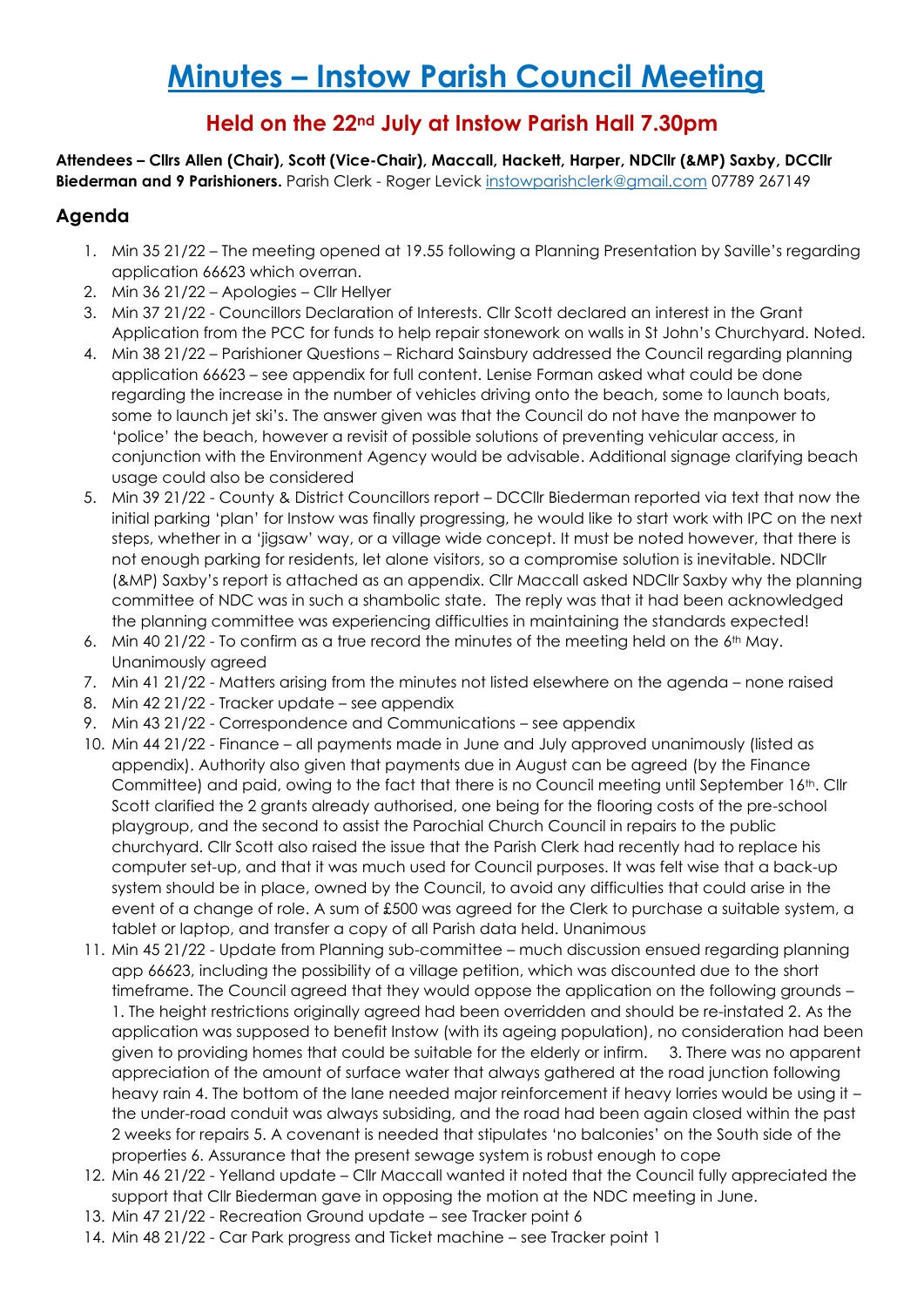# Minutes – Instow Parish Council Meeting

## Held on the 22nd July at Instow Parish Hall 7.30pm

**Attendees – Cllrs Allen (Chair), Scott (Vice-Chair), Maccall, Hackett, Harper, NDCllr (&MP) Saxby, DCCllr Biederman and 9 Parishioners.** Parish Clerk - Roger Levick instowparishclerk@gmail.com 07789 267149

### Agenda

1. Min 35 21/22 – The meeting opened at 19.55 following a Planning Presentation by Saville's regarding application 66623 which overran.
2. Min 36 21/22 – Apologies – Cllr Hellyer
3. Min 37 21/22 - Councillors Declaration of Interests. Cllr Scott declared an interest in the Grant Application from the PCC for funds to help repair stonework on walls in St John's Churchyard. Noted.
4. Min 38 21/22 – Parishioner Questions – Richard Sainsbury addressed the Council regarding planning application 66623 – see appendix for full content. Lenise Forman asked what could be done regarding the increase in the number of vehicles driving onto the beach, some to launch boats, some to launch jet ski's. The answer given was that the Council do not have the manpower to 'police' the beach, however a revisit of possible solutions of preventing vehicular access, in conjunction with the Environment Agency would be advisable. Additional signage clarifying beach usage could also be considered
5. Min 39 21/22 - County & District Councillors report – DCCllr Biederman reported via text that now the initial parking 'plan' for Instow was finally progressing, he would like to start work with IPC on the next steps, whether in a 'jigsaw' way, or a village wide concept. It must be noted however, that there is not enough parking for residents, let alone visitors, so a compromise solution is inevitable. NDCllr (&MP) Saxby's report is attached as an appendix. Cllr Maccall asked NDCllr Saxby why the planning committee of NDC was in such a shambolic state. The reply was that it had been acknowledged the planning committee was experiencing difficulties in maintaining the standards expected!
6. Min 40 21/22 - To confirm as a true record the minutes of the meeting held on the 6th May. Unanimously agreed
7. Min 41 21/22 - Matters arising from the minutes not listed elsewhere on the agenda – none raised
8. Min 42 21/22 - Tracker update – see appendix
9. Min 43 21/22 - Correspondence and Communications – see appendix
10. Min 44 21/22 - Finance – all payments made in June and July approved unanimously (listed as appendix). Authority also given that payments due in August can be agreed (by the Finance Committee) and paid, owing to the fact that there is no Council meeting until September 16th. Cllr Scott clarified the 2 grants already authorised, one being for the flooring costs of the pre-school playgroup, and the second to assist the Parochial Church Council in repairs to the public churchyard. Cllr Scott also raised the issue that the Parish Clerk had recently had to replace his computer set-up, and that it was much used for Council purposes. It was felt wise that a back-up system should be in place, owned by the Council, to avoid any difficulties that could arise in the event of a change of role. A sum of £500 was agreed for the Clerk to purchase a suitable system, a tablet or laptop, and transfer a copy of all Parish data held. Unanimous
11. Min 45 21/22 - Update from Planning sub-committee – much discussion ensued regarding planning app 66623, including the possibility of a village petition, which was discounted due to the short timeframe. The Council agreed that they would oppose the application on the following grounds – 1. The height restrictions originally agreed had been overridden and should be re-instated 2. As the application was supposed to benefit Instow (with its ageing population), no consideration had been given to providing homes that could be suitable for the elderly or infirm. 3. There was no apparent appreciation of the amount of surface water that always gathered at the road junction following heavy rain 4. The bottom of the lane needed major reinforcement if heavy lorries would be using it – the under-road conduit was always subsiding, and the road had been again closed within the past 2 weeks for repairs 5. A covenant is needed that stipulates 'no balconies' on the South side of the properties 6. Assurance that the present sewage system is robust enough to cope
12. Min 46 21/22 - Yelland update – Cllr Maccall wanted it noted that the Council fully appreciated the support that Cllr Biederman gave in opposing the motion at the NDC meeting in June.
13. Min 47 21/22 - Recreation Ground update – see Tracker point 6
14. Min 48 21/22 - Car Park progress and Ticket machine – see Tracker point 1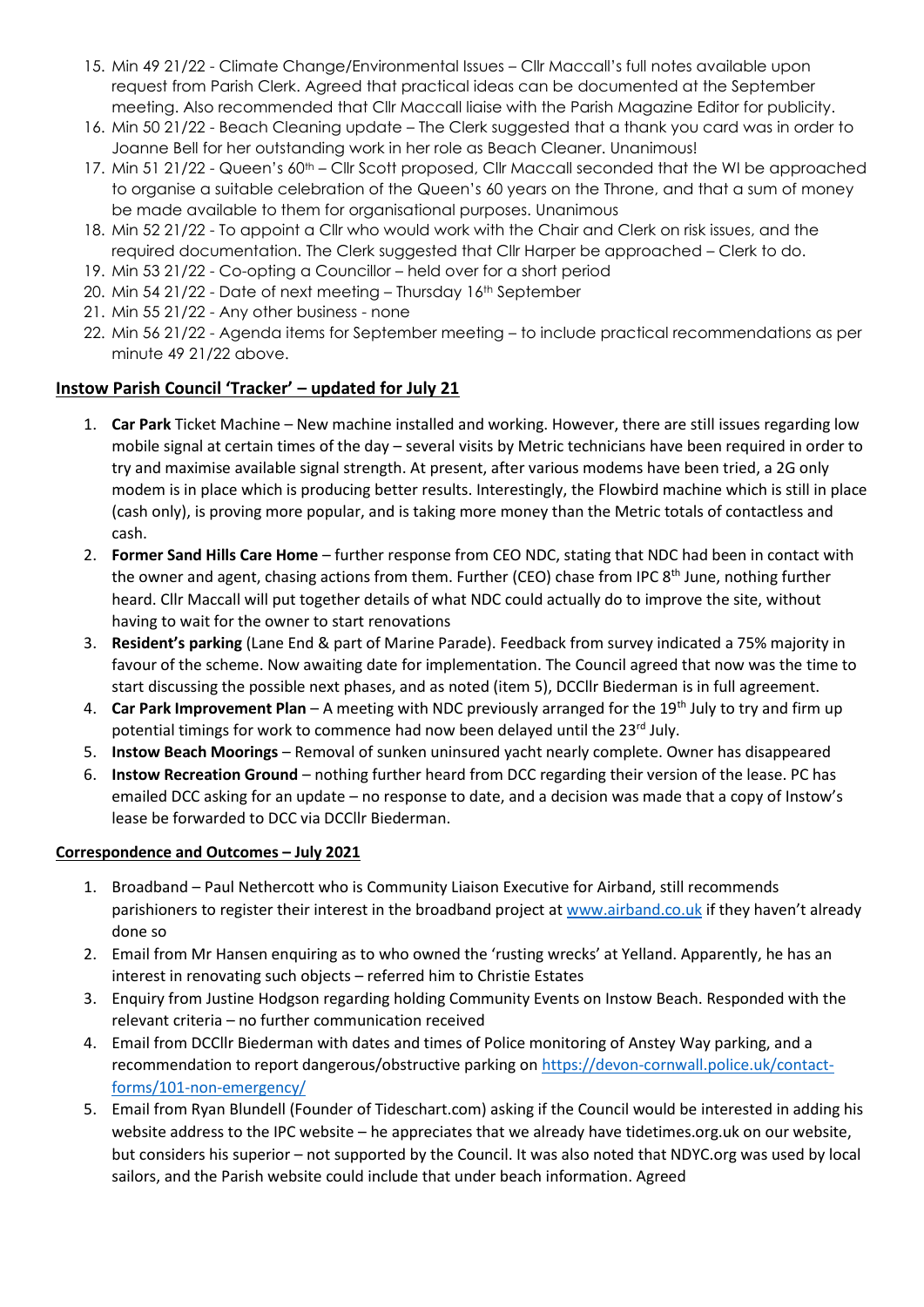15. Min 49 21/22 - Climate Change/Environmental Issues – Cllr Maccall's full notes available upon request from Parish Clerk. Agreed that practical ideas can be documented at the September meeting. Also recommended that Cllr Maccall liaise with the Parish Magazine Editor for publicity.
16. Min 50 21/22 - Beach Cleaning update – The Clerk suggested that a thank you card was in order to Joanne Bell for her outstanding work in her role as Beach Cleaner. Unanimous!
17. Min 51 21/22 - Queen's 60th – Cllr Scott proposed, Cllr Maccall seconded that the WI be approached to organise a suitable celebration of the Queen's 60 years on the Throne, and that a sum of money be made available to them for organisational purposes. Unanimous
18. Min 52 21/22 - To appoint a Cllr who would work with the Chair and Clerk on risk issues, and the required documentation. The Clerk suggested that Cllr Harper be approached – Clerk to do.
19. Min 53 21/22 - Co-opting a Councillor – held over for a short period
20. Min 54 21/22 - Date of next meeting – Thursday 16th September
21. Min 55 21/22 - Any other business - none
22. Min 56 21/22 - Agenda items for September meeting – to include practical recommendations as per minute 49 21/22 above.

## Instow Parish Council 'Tracker' – updated for July 21

1. **Car Park** Ticket Machine – New machine installed and working. However, there are still issues regarding low mobile signal at certain times of the day – several visits by Metric technicians have been required in order to try and maximise available signal strength. At present, after various modems have been tried, a 2G only modem is in place which is producing better results. Interestingly, the Flowbird machine which is still in place (cash only), is proving more popular, and is taking more money than the Metric totals of contactless and cash.
2. **Former Sand Hills Care Home** – further response from CEO NDC, stating that NDC had been in contact with the owner and agent, chasing actions from them. Further (CEO) chase from IPC 8th June, nothing further heard. Cllr Maccall will put together details of what NDC could actually do to improve the site, without having to wait for the owner to start renovations
3. **Resident's parking** (Lane End & part of Marine Parade). Feedback from survey indicated a 75% majority in favour of the scheme. Now awaiting date for implementation. The Council agreed that now was the time to start discussing the possible next phases, and as noted (item 5), DCCllr Biederman is in full agreement.
4. **Car Park Improvement Plan** – A meeting with NDC previously arranged for the 19th July to try and firm up potential timings for work to commence had now been delayed until the 23rd July.
5. **Instow Beach Moorings** – Removal of sunken uninsured yacht nearly complete. Owner has disappeared
6. **Instow Recreation Ground** – nothing further heard from DCC regarding their version of the lease. PC has emailed DCC asking for an update – no response to date, and a decision was made that a copy of Instow's lease be forwarded to DCC via DCCllr Biederman.

## Correspondence and Outcomes – July 2021

1. Broadband – Paul Nethercott who is Community Liaison Executive for Airband, still recommends parishioners to register their interest in the broadband project at www.airband.co.uk if they haven't already done so
2. Email from Mr Hansen enquiring as to who owned the 'rusting wrecks' at Yelland. Apparently, he has an interest in renovating such objects – referred him to Christie Estates
3. Enquiry from Justine Hodgson regarding holding Community Events on Instow Beach. Responded with the relevant criteria – no further communication received
4. Email from DCCllr Biederman with dates and times of Police monitoring of Anstey Way parking, and a recommendation to report dangerous/obstructive parking on https://devon-cornwall.police.uk/contact-forms/101-non-emergency/
5. Email from Ryan Blundell (Founder of Tideschart.com) asking if the Council would be interested in adding his website address to the IPC website – he appreciates that we already have tidetimes.org.uk on our website, but considers his superior – not supported by the Council. It was also noted that NDYC.org was used by local sailors, and the Parish website could include that under beach information. Agreed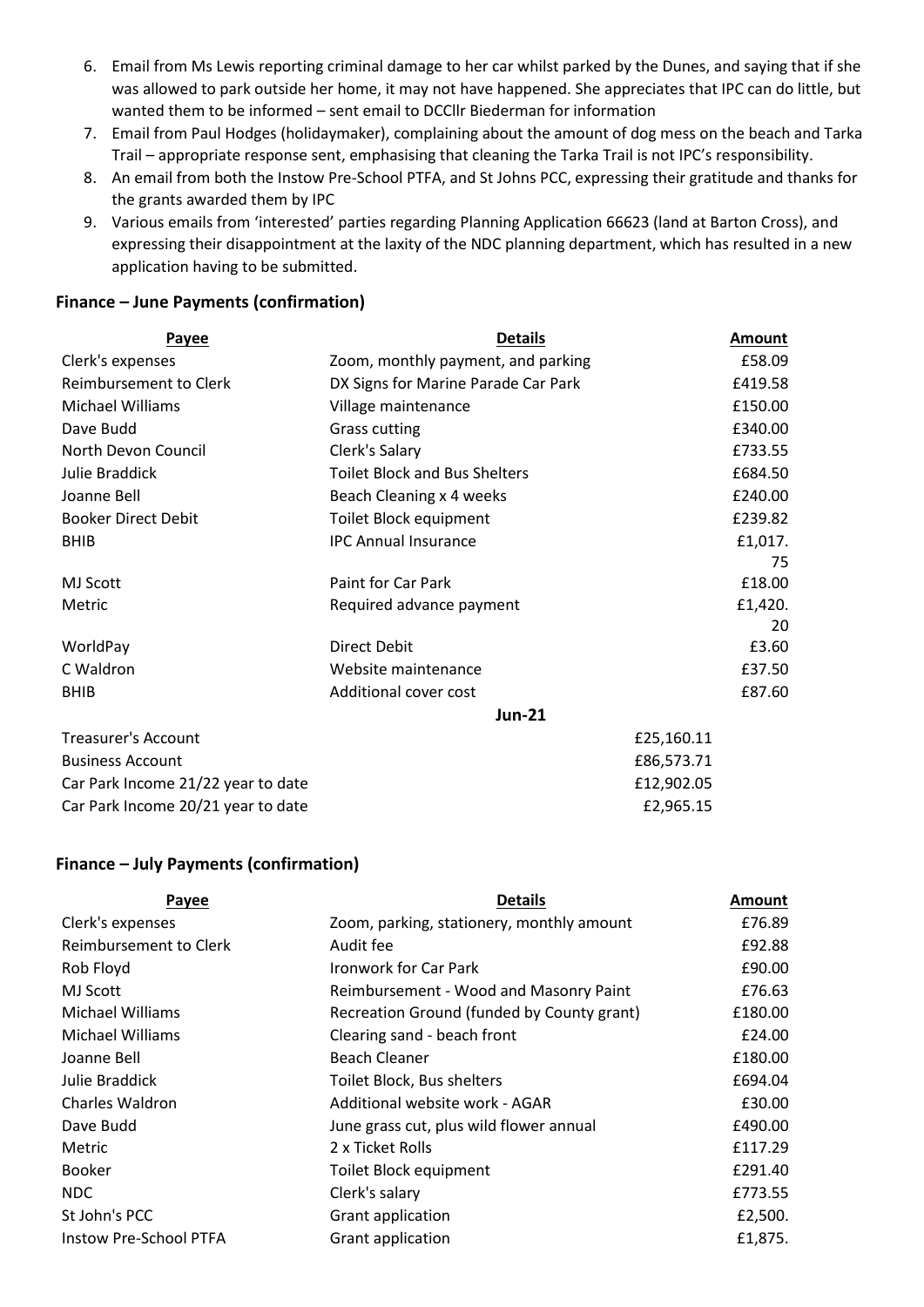6. Email from Ms Lewis reporting criminal damage to her car whilst parked by the Dunes, and saying that if she was allowed to park outside her home, it may not have happened. She appreciates that IPC can do little, but wanted them to be informed – sent email to DCCllr Biederman for information
7. Email from Paul Hodges (holidaymaker), complaining about the amount of dog mess on the beach and Tarka Trail – appropriate response sent, emphasising that cleaning the Tarka Trail is not IPC's responsibility.
8. An email from both the Instow Pre-School PTFA, and St Johns PCC, expressing their gratitude and thanks for the grants awarded them by IPC
9. Various emails from 'interested' parties regarding Planning Application 66623 (land at Barton Cross), and expressing their disappointment at the laxity of the NDC planning department, which has resulted in a new application having to be submitted.

## Finance – June Payments (confirmation)

| Payee | Details | Amount |
|---|---|---|
| Clerk's expenses | Zoom, monthly payment, and parking | £58.09 |
| Reimbursement to Clerk | DX Signs for Marine Parade Car Park | £419.58 |
| Michael Williams | Village maintenance | £150.00 |
| Dave Budd | Grass cutting | £340.00 |
| North Devon Council | Clerk's Salary | £733.55 |
| Julie Braddick | Toilet Block and Bus Shelters | £684.50 |
| Joanne Bell | Beach Cleaning x 4 weeks | £240.00 |
| Booker Direct Debit | Toilet Block equipment | £239.82 |
| BHIB | IPC Annual Insurance | £1,017.75 |
| MJ Scott | Paint for Car Park | £18.00 |
| Metric | Required advance payment | £1,420.20 |
| WorldPay | Direct Debit | £3.60 |
| C Waldron | Website maintenance | £37.50 |
| BHIB | Additional cover cost | £87.60 |

| | Jun-21 |
|---|---|
| Treasurer's Account | £25,160.11 |
| Business Account | £86,573.71 |
| Car Park Income 21/22 year to date | £12,902.05 |
| Car Park Income 20/21 year to date | £2,965.15 |

## Finance – July Payments (confirmation)

| Payee | Details | Amount |
|---|---|---|
| Clerk's expenses | Zoom, parking, stationery, monthly amount | £76.89 |
| Reimbursement to Clerk | Audit fee | £92.88 |
| Rob Floyd | Ironwork for Car Park | £90.00 |
| MJ Scott | Reimbursement - Wood and Masonry Paint | £76.63 |
| Michael Williams | Recreation Ground (funded by County grant) | £180.00 |
| Michael Williams | Clearing sand - beach front | £24.00 |
| Joanne Bell | Beach Cleaner | £180.00 |
| Julie Braddick | Toilet Block, Bus shelters | £694.04 |
| Charles Waldron | Additional website work - AGAR | £30.00 |
| Dave Budd | June grass cut, plus wild flower annual | £490.00 |
| Metric | 2 x Ticket Rolls | £117.29 |
| Booker | Toilet Block equipment | £291.40 |
| NDC | Clerk's salary | £773.55 |
| St John's PCC | Grant application | £2,500. |
| Instow Pre-School PTFA | Grant application | £1,875. |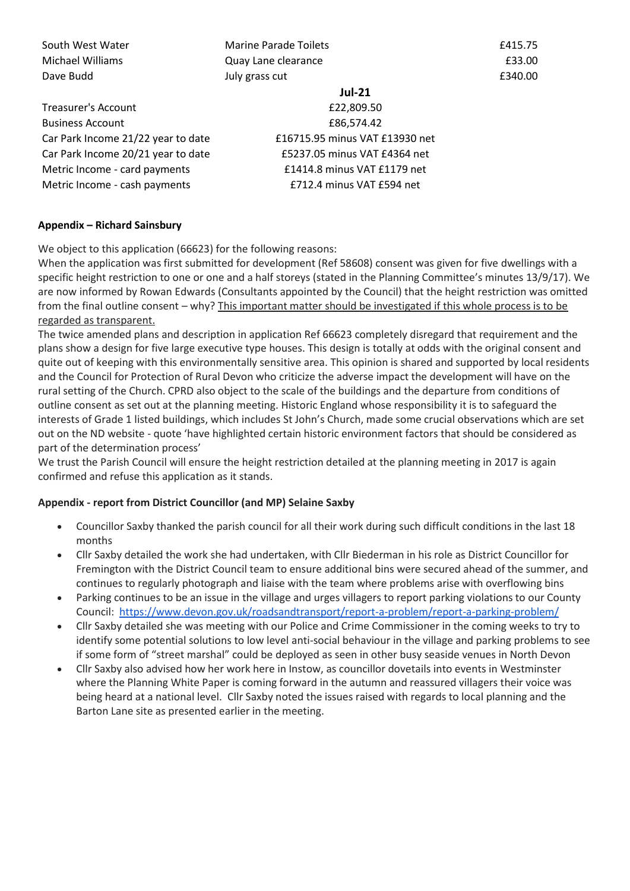| | | |
|---|---|---|
| South West Water | Marine Parade Toilets | £415.75 |
| Michael Williams | Quay Lane clearance | £33.00 |
| Dave Budd | July grass cut | £340.00 |

| | **Jul-21** |
|---|---|
| Treasurer's Account | £22,809.50 |
| Business Account | £86,574.42 |
| Car Park Income 21/22 year to date | £16715.95 minus VAT £13930 net |
| Car Park Income 20/21 year to date | £5237.05 minus VAT £4364 net |
| Metric Income - card payments | £1414.8 minus VAT £1179 net |
| Metric Income - cash payments | £712.4 minus VAT £594 net |

**Appendix – Richard Sainsbury**

We object to this application (66623) for the following reasons:
When the application was first submitted for development (Ref 58608) consent was given for five dwellings with a specific height restriction to one or one and a half storeys (stated in the Planning Committee's minutes 13/9/17). We are now informed by Rowan Edwards (Consultants appointed by the Council) that the height restriction was omitted from the final outline consent – why? This important matter should be investigated if this whole process is to be regarded as transparent.
The twice amended plans and description in application Ref 66623 completely disregard that requirement and the plans show a design for five large executive type houses. This design is totally at odds with the original consent and quite out of keeping with this environmentally sensitive area. This opinion is shared and supported by local residents and the Council for Protection of Rural Devon who criticize the adverse impact the development will have on the rural setting of the Church. CPRD also object to the scale of the buildings and the departure from conditions of outline consent as set out at the planning meeting. Historic England whose responsibility it is to safeguard the interests of Grade 1 listed buildings, which includes St John's Church, made some crucial observations which are set out on the ND website - quote 'have highlighted certain historic environment factors that should be considered as part of the determination process'
We trust the Parish Council will ensure the height restriction detailed at the planning meeting in 2017 is again confirmed and refuse this application as it stands.

**Appendix - report from District Councillor (and MP) Selaine Saxby**

- Councillor Saxby thanked the parish council for all their work during such difficult conditions in the last 18 months
- Cllr Saxby detailed the work she had undertaken, with Cllr Biederman in his role as District Councillor for Fremington with the District Council team to ensure additional bins were secured ahead of the summer, and continues to regularly photograph and liaise with the team where problems arise with overflowing bins
- Parking continues to be an issue in the village and urges villagers to report parking violations to our County Council: https://www.devon.gov.uk/roadsandtransport/report-a-problem/report-a-parking-problem/
- Cllr Saxby detailed she was meeting with our Police and Crime Commissioner in the coming weeks to try to identify some potential solutions to low level anti-social behaviour in the village and parking problems to see if some form of "street marshal" could be deployed as seen in other busy seaside venues in North Devon
- Cllr Saxby also advised how her work here in Instow, as councillor dovetails into events in Westminster where the Planning White Paper is coming forward in the autumn and reassured villagers their voice was being heard at a national level. Cllr Saxby noted the issues raised with regards to local planning and the Barton Lane site as presented earlier in the meeting.